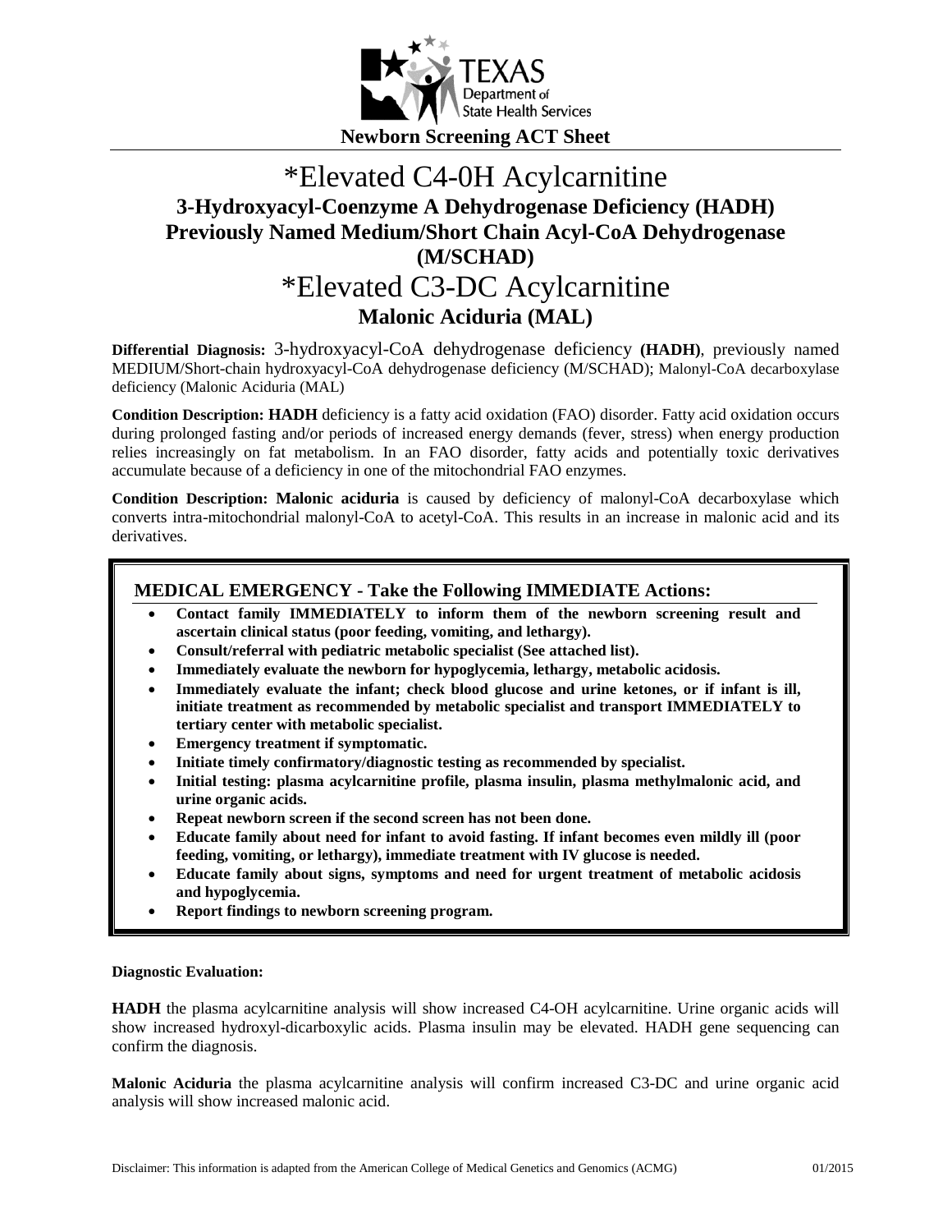Newborn Screening ACT Sheet

# *Elevated C4-0H Acylcarnitine

## 3-Hydroxyacyl-Coenzyme A Dehydrogenase Deficiency (HADH) Previously Named Medium/Short Chain Acyl-CoA Dehydrogenase (M/SCHAD)

# *Elevated C3-DC Acylcarnitine

## Malonic Aciduria (MAL)

**Differential Diagnosis:** 3-hydroxyacyl-CoA dehydrogenase deficiency **(HADH)**, previously named MEDIUM/Short-chain hydroxyacyl-CoA dehydrogenase deficiency (M/SCHAD); Malonyl-CoA decarboxylase deficiency (Malonic Aciduria (MAL)

**Condition Description: HADH** deficiency is a fatty acid oxidation (FAO) disorder. Fatty acid oxidation occurs during prolonged fasting and/or periods of increased energy demands (fever, stress) when energy production relies increasingly on fat metabolism. In an FAO disorder, fatty acids and potentially toxic derivatives accumulate because of a deficiency in one of the mitochondrial FAO enzymes.

**Condition Description: Malonic aciduria** is caused by deficiency of malonyl-CoA decarboxylase which converts intra-mitochondrial malonyl-CoA to acetyl-CoA. This results in an increase in malonic acid and its derivatives.

### MEDICAL EMERGENCY - Take the Following IMMEDIATE Actions:

- **Contact family IMMEDIATELY to inform them of the newborn screening result and ascertain clinical status (poor feeding, vomiting, and lethargy).**
- **Consult/referral with pediatric metabolic specialist (See attached list).**
- **Immediately evaluate the newborn for hypoglycemia, lethargy, metabolic acidosis.**
- **Immediately evaluate the infant; check blood glucose and urine ketones, or if infant is ill, initiate treatment as recommended by metabolic specialist and transport IMMEDIATELY to tertiary center with metabolic specialist.**
- **Emergency treatment if symptomatic.**
- **Initiate timely confirmatory/diagnostic testing as recommended by specialist.**
- **Initial testing: plasma acylcarnitine profile, plasma insulin, plasma methylmalonic acid, and urine organic acids.**
- **Repeat newborn screen if the second screen has not been done.**
- **Educate family about need for infant to avoid fasting. If infant becomes even mildly ill (poor feeding, vomiting, or lethargy), immediate treatment with IV glucose is needed.**
- **Educate family about signs, symptoms and need for urgent treatment of metabolic acidosis and hypoglycemia.**
- **Report findings to newborn screening program.**

**Diagnostic Evaluation:**

**HADH** the plasma acylcarnitine analysis will show increased C4-OH acylcarnitine. Urine organic acids will show increased hydroxyl-dicarboxylic acids. Plasma insulin may be elevated. HADH gene sequencing can confirm the diagnosis.

**Malonic Aciduria** the plasma acylcarnitine analysis will confirm increased C3-DC and urine organic acid analysis will show increased malonic acid.

Disclaimer: This information is adapted from the American College of Medical Genetics and Genomics (ACMG) 01/2015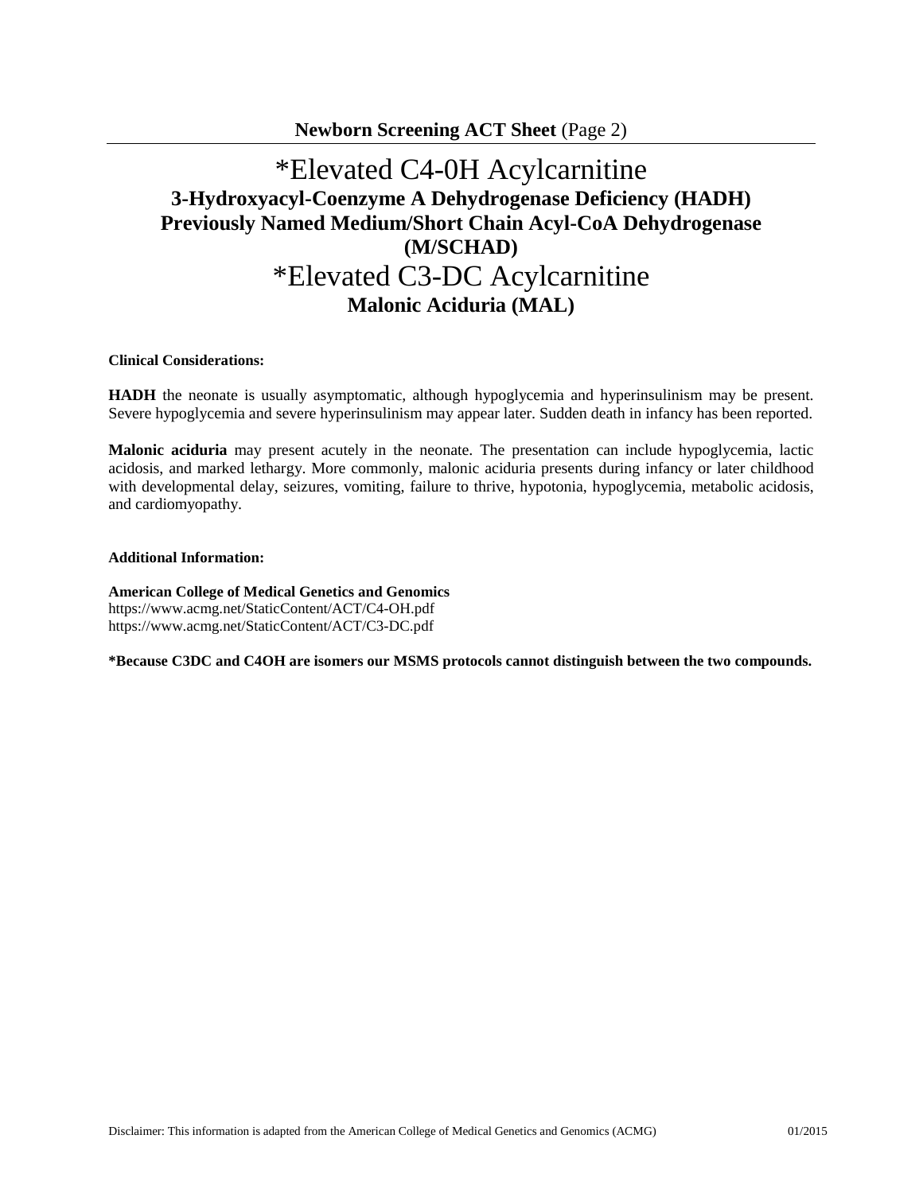**Newborn Screening ACT Sheet** (Page 2)

# *Elevated C4-0H Acylcarnitine

## 3-Hydroxyacyl-Coenzyme A Dehydrogenase Deficiency (HADH) Previously Named Medium/Short Chain Acyl-CoA Dehydrogenase (M/SCHAD)

# *Elevated C3-DC Acylcarnitine

## Malonic Aciduria (MAL)

**Clinical Considerations:**

**HADH** the neonate is usually asymptomatic, although hypoglycemia and hyperinsulinism may be present. Severe hypoglycemia and severe hyperinsulinism may appear later. Sudden death in infancy has been reported.

**Malonic aciduria** may present acutely in the neonate. The presentation can include hypoglycemia, lactic acidosis, and marked lethargy. More commonly, malonic aciduria presents during infancy or later childhood with developmental delay, seizures, vomiting, failure to thrive, hypotonia, hypoglycemia, metabolic acidosis, and cardiomyopathy.

**Additional Information:**

**American College of Medical Genetics and Genomics**
https://www.acmg.net/StaticContent/ACT/C4-OH.pdf
https://www.acmg.net/StaticContent/ACT/C3-DC.pdf

**\*Because C3DC and C4OH are isomers our MSMS protocols cannot distinguish between the two compounds.**

Disclaimer: This information is adapted from the American College of Medical Genetics and Genomics (ACMG) 01/2015